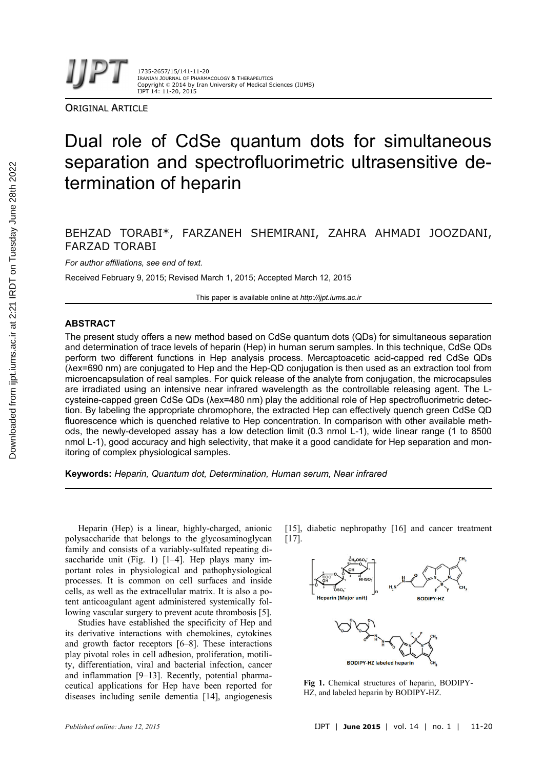ORIGINAL ARTICLE

# Dual role of CdSe quantum dots for simultaneous separation and spectrofluorimetric ultrasensitive determination of heparin

BEHZAD TORABI*, FARZANEH SHEMIRANI, ZAHRA AHMADI JOOZDANI, FARZAD TORABI

*For author affiliations, see end of text.*

Received February 9, 2015; Revised March 1, 2015; Accepted March 12, 2015

This paper is available online at *http://ijpt.iums.ac.ir*

## ABSTRACT

The present study offers a new method based on CdSe quantum dots (QDs) for simultaneous separation and determination of trace levels of heparin (Hep) in human serum samples. In this technique, CdSe QDs perform two different functions in Hep analysis process. Mercaptoacetic acid-capped red CdSe QDs ($\lambda_{ex}$=690 nm) are conjugated to Hep and the Hep-QD conjugation is then used as an extraction tool from microencapsulation of real samples. For quick release of the analyte from conjugation, the microcapsules are irradiated using an intensive near infrared wavelength as the controllable releasing agent. The L-cysteine-capped green CdSe QDs ($\lambda_{ex}$=480 nm) play the additional role of Hep spectrofluorimetric detection. By labeling the appropriate chromophore, the extracted Hep can effectively quench green CdSe QD fluorescence which is quenched relative to Hep concentration. In comparison with other available methods, the newly-developed assay has a low detection limit (0.3 nmol L-1), wide linear range (1 to 8500 nmol L-1), good accuracy and high selectivity, that make it a good candidate for Hep separation and monitoring of complex physiological samples.

**Keywords:** *Heparin, Quantum dot, Determination, Human serum, Near infrared*

Heparin (Hep) is a linear, highly-charged, anionic polysaccharide that belongs to the glycosaminoglycan family and consists of a variably-sulfated repeating disaccharide unit (Fig. 1) [1–4]. Hep plays many important roles in physiological and pathophysiological processes. It is common on cell surfaces and inside cells, as well as the extracellular matrix. It is also a potent anticoagulant agent administered systemically following vascular surgery to prevent acute thrombosis [5].

Studies have established the specificity of Hep and its derivative interactions with chemokines, cytokines and growth factor receptors [6–8]. These interactions play pivotal roles in cell adhesion, proliferation, motility, differentiation, viral and bacterial infection, cancer and inflammation [9–13]. Recently, potential pharmaceutical applications for Hep have been reported for diseases including senile dementia [14], angiogenesis [15], diabetic nephropathy [16] and cancer treatment [17].

**Fig 1.** Chemical structures of heparin, BODIPY-HZ, and labeled heparin by BODIPY-HZ.

*Published online: June 12, 2015*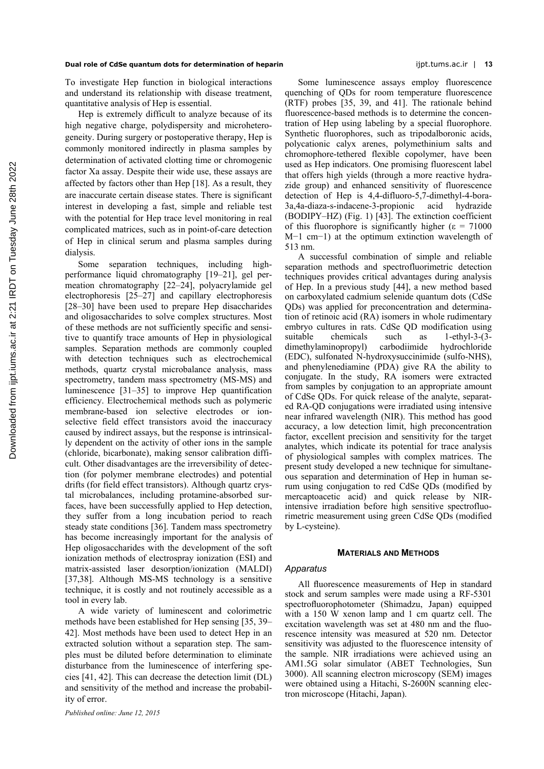To investigate Hep function in biological interactions and understand its relationship with disease treatment, quantitative analysis of Hep is essential.

Hep is extremely difficult to analyze because of its high negative charge, polydispersity and microheterogeneity. During surgery or postoperative therapy, Hep is commonly monitored indirectly in plasma samples by determination of activated clotting time or chromogenic factor Xa assay. Despite their wide use, these assays are affected by factors other than Hep [18]. As a result, they are inaccurate certain disease states. There is significant interest in developing a fast, simple and reliable test with the potential for Hep trace level monitoring in real complicated matrices, such as in point-of-care detection of Hep in clinical serum and plasma samples during dialysis.

Some separation techniques, including high-performance liquid chromatography [19–21], gel permeation chromatography [22–24], polyacrylamide gel electrophoresis [25–27] and capillary electrophoresis [28–30] have been used to prepare Hep disaccharides and oligosaccharides to solve complex structures. Most of these methods are not sufficiently specific and sensitive to quantify trace amounts of Hep in physiological samples. Separation methods are commonly coupled with detection techniques such as electrochemical methods, quartz crystal microbalance analysis, mass spectrometry, tandem mass spectrometry (MS-MS) and luminescence [31–35] to improve Hep quantification efficiency. Electrochemical methods such as polymeric membrane-based ion selective electrodes or ion-selective field effect transistors avoid the inaccuracy caused by indirect assays, but the response is intrinsically dependent on the activity of other ions in the sample (chloride, bicarbonate), making sensor calibration difficult. Other disadvantages are the irreversibility of detection (for polymer membrane electrodes) and potential drifts (for field effect transistors). Although quartz crystal microbalances, including protamine-absorbed surfaces, have been successfully applied to Hep detection, they suffer from a long incubation period to reach steady state conditions [36]. Tandem mass spectrometry has become increasingly important for the analysis of Hep oligosaccharides with the development of the soft ionization methods of electrospray ionization (ESI) and matrix-assisted laser desorption/ionization (MALDI) [37,38]. Although MS-MS technology is a sensitive technique, it is costly and not routinely accessible as a tool in every lab.

A wide variety of luminescent and colorimetric methods have been established for Hep sensing [35, 39–42]. Most methods have been used to detect Hep in an extracted solution without a separation step. The samples must be diluted before determination to eliminate disturbance from the luminescence of interfering species [41, 42]. This can decrease the detection limit (DL) and sensitivity of the method and increase the probability of error.

Some luminescence assays employ fluorescence quenching of QDs for room temperature fluorescence (RTF) probes [35, 39, and 41]. The rationale behind fluorescence-based methods is to determine the concentration of Hep using labeling by a special fluorophore. Synthetic fluorophores, such as tripodalboronic acids, polycationic calyx arenes, polymethinium salts and chromophore-tethered flexible copolymer, have been used as Hep indicators. One promising fluorescent label that offers high yields (through a more reactive hydrazide group) and enhanced sensitivity of fluorescence detection of Hep is 4,4-difluoro-5,7-dimethyl-4-bora-3a,4a-diaza-s-indacene-3-propionic acid hydrazide (BODIPY–HZ) (Fig. 1) [43]. The extinction coefficient of this fluorophore is significantly higher ($\varepsilon$ = 71000 $M^{-1}$ $cm^{-1}$) at the optimum extinction wavelength of 513 nm.

A successful combination of simple and reliable separation methods and spectrofluorimetric detection techniques provides critical advantages during analysis of Hep. In a previous study [44], a new method based on carboxylated cadmium selenide quantum dots (CdSe QDs) was applied for preconcentration and determination of retinoic acid (RA) isomers in whole rudimentary embryo cultures in rats. CdSe QD modification using suitable chemicals such as 1-ethyl-3-(3-dimethylaminopropyl) carbodiimide hydrochloride (EDC), sulfonated N-hydroxysuccinimide (sulfo-NHS), and phenylenediamine (PDA) give RA the ability to conjugate. In the study, RA isomers were extracted from samples by conjugation to an appropriate amount of CdSe QDs. For quick release of the analyte, separated RA-QD conjugations were irradiated using intensive near infrared wavelength (NIR). This method has good accuracy, a low detection limit, high preconcentration factor, excellent precision and sensitivity for the target analytes, which indicate its potential for trace analysis of physiological samples with complex matrices. The present study developed a new technique for simultaneous separation and determination of Hep in human serum using conjugation to red CdSe QDs (modified by mercaptoacetic acid) and quick release by NIR-intensive irradiation before high sensitive spectrofluorimetric measurement using green CdSe QDs (modified by L-cysteine).

## MATERIALS AND METHODS

### *Apparatus*

All fluorescence measurements of Hep in standard stock and serum samples were made using a RF-5301 spectrofluorophotometer (Shimadzu, Japan) equipped with a 150 W xenon lamp and 1 cm quartz cell. The excitation wavelength was set at 480 nm and the fluorescence intensity was measured at 520 nm. Detector sensitivity was adjusted to the fluorescence intensity of the sample. NIR irradiations were achieved using an AM1.5G solar simulator (ABET Technologies, Sun 3000). All scanning electron microscopy (SEM) images were obtained using a Hitachi, S-2600N scanning electron microscope (Hitachi, Japan).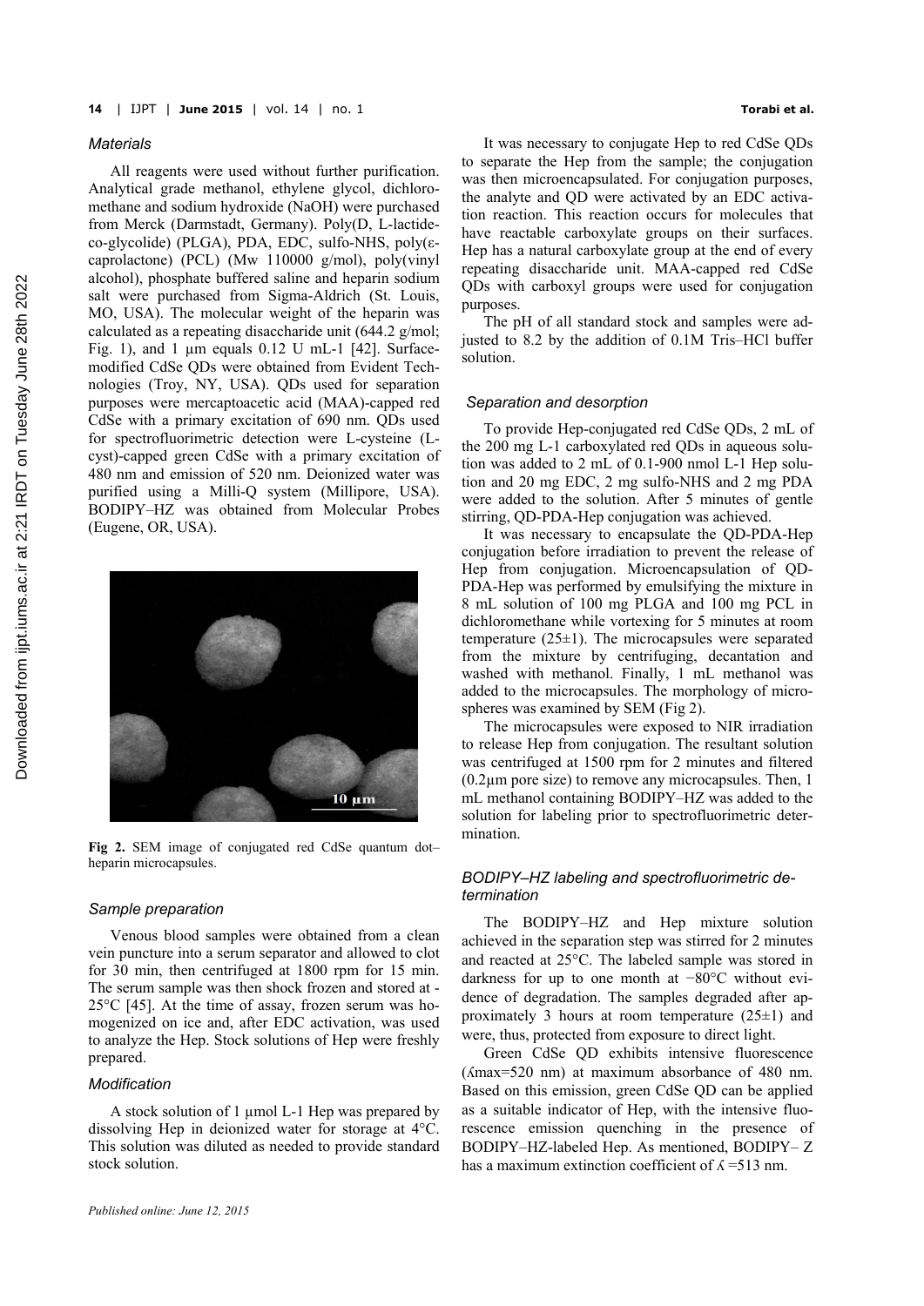### Materials

All reagents were used without further purification. Analytical grade methanol, ethylene glycol, dichloromethane and sodium hydroxide (NaOH) were purchased from Merck (Darmstadt, Germany). Poly(D, L-lactide-co-glycolide) (PLGA), PDA, EDC, sulfo-NHS, poly(ε-caprolactone) (PCL) (Mw 110000 g/mol), poly(vinyl alcohol), phosphate buffered saline and heparin sodium salt were purchased from Sigma-Aldrich (St. Louis, MO, USA). The molecular weight of the heparin was calculated as a repeating disaccharide unit (644.2 g/mol; Fig. 1), and 1 µm equals 0.12 U mL-1 [42]. Surface-modified CdSe QDs were obtained from Evident Technologies (Troy, NY, USA). QDs used for separation purposes were mercaptoacetic acid (MAA)-capped red CdSe with a primary excitation of 690 nm. QDs used for spectrofluorimetric detection were L-cysteine (L-cyst)-capped green CdSe with a primary excitation of 480 nm and emission of 520 nm. Deionized water was purified using a Milli-Q system (Millipore, USA). BODIPY–HZ was obtained from Molecular Probes (Eugene, OR, USA).

**Fig 2.** SEM image of conjugated red CdSe quantum dot–heparin microcapsules.

### Sample preparation

Venous blood samples were obtained from a clean vein puncture into a serum separator and allowed to clot for 30 min, then centrifuged at 1800 rpm for 15 min. The serum sample was then shock frozen and stored at -25°C [45]. At the time of assay, frozen serum was homogenized on ice and, after EDC activation, was used to analyze the Hep. Stock solutions of Hep were freshly prepared.

### Modification

A stock solution of 1 µmol L-1 Hep was prepared by dissolving Hep in deionized water for storage at 4°C. This solution was diluted as needed to provide standard stock solution.

It was necessary to conjugate Hep to red CdSe QDs to separate the Hep from the sample; the conjugation was then microencapsulated. For conjugation purposes, the analyte and QD were activated by an EDC activation reaction. This reaction occurs for molecules that have reactable carboxylate groups on their surfaces. Hep has a natural carboxylate group at the end of every repeating disaccharide unit. MAA-capped red CdSe QDs with carboxyl groups were used for conjugation purposes.

The pH of all standard stock and samples were adjusted to 8.2 by the addition of 0.1M Tris–HCl buffer solution.

### Separation and desorption

To provide Hep-conjugated red CdSe QDs, 2 mL of the 200 mg L-1 carboxylated red QDs in aqueous solution was added to 2 mL of 0.1-900 nmol L-1 Hep solution and 20 mg EDC, 2 mg sulfo-NHS and 2 mg PDA were added to the solution. After 5 minutes of gentle stirring, QD-PDA-Hep conjugation was achieved.

It was necessary to encapsulate the QD-PDA-Hep conjugation before irradiation to prevent the release of Hep from conjugation. Microencapsulation of QD-PDA-Hep was performed by emulsifying the mixture in 8 mL solution of 100 mg PLGA and 100 mg PCL in dichloromethane while vortexing for 5 minutes at room temperature (25±1). The microcapsules were separated from the mixture by centrifuging, decantation and washed with methanol. Finally, 1 mL methanol was added to the microcapsules. The morphology of microspheres was examined by SEM (Fig 2).

The microcapsules were exposed to NIR irradiation to release Hep from conjugation. The resultant solution was centrifuged at 1500 rpm for 2 minutes and filtered (0.2µm pore size) to remove any microcapsules. Then, 1 mL methanol containing BODIPY–HZ was added to the solution for labeling prior to spectrofluorimetric determination.

### BODIPY–HZ labeling and spectrofluorimetric determination

The BODIPY–HZ and Hep mixture solution achieved in the separation step was stirred for 2 minutes and reacted at 25°C. The labeled sample was stored in darkness for up to one month at −80°C without evidence of degradation. The samples degraded after approximately 3 hours at room temperature (25±1) and were, thus, protected from exposure to direct light.

Green CdSe QD exhibits intensive fluorescence ($\lambda$max=520 nm) at maximum absorbance of 480 nm. Based on this emission, green CdSe QD can be applied as a suitable indicator of Hep, with the intensive fluorescence emission quenching in the presence of BODIPY–HZ-labeled Hep. As mentioned, BODIPY– Z has a maximum extinction coefficient of $\lambda$ =513 nm.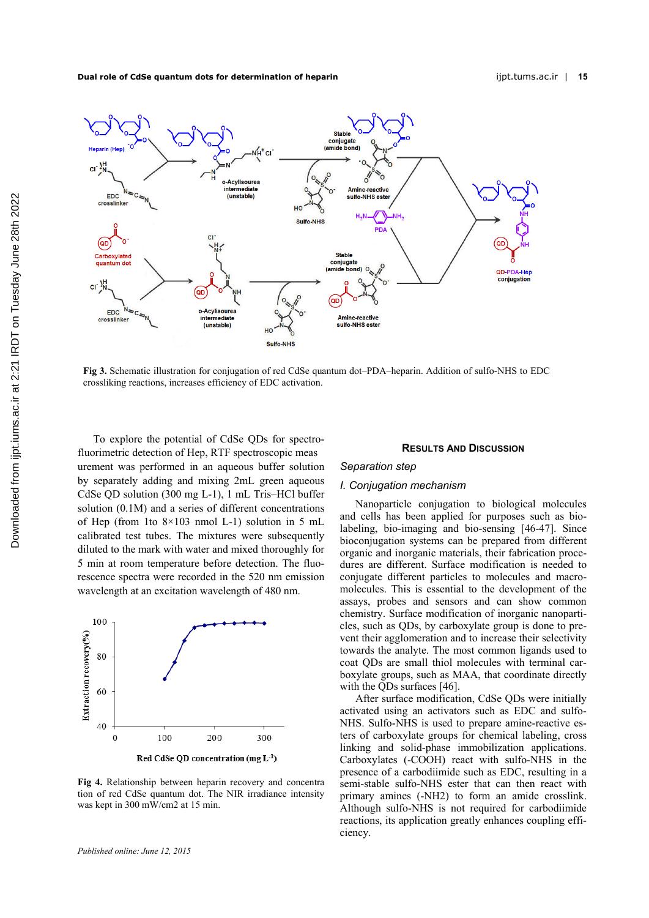Fig 3. Schematic illustration for conjugation of red CdSe quantum dot–PDA–heparin. Addition of sulfo-NHS to EDC crossliking reactions, increases efficiency of EDC activation.

To explore the potential of CdSe QDs for spectrofluorimetric detection of Hep, RTF spectroscopic measurement was performed in an aqueous buffer solution by separately adding and mixing 2mL green aqueous CdSe QD solution (300 mg L-1), 1 mL Tris–HCl buffer solution (0.1M) and a series of different concentrations of Hep (from 1to 8×103 nmol L-1) solution in 5 mL calibrated test tubes. The mixtures were subsequently diluted to the mark with water and mixed thoroughly for 5 min at room temperature before detection. The fluorescence spectra were recorded in the 520 nm emission wavelength at an excitation wavelength of 480 nm.

Fig 4. Relationship between heparin recovery and concentration of red CdSe quantum dot. The NIR irradiance intensity was kept in 300 mW/cm2 at 15 min.

## Results and Discussion

### Separation step

### I. Conjugation mechanism

Nanoparticle conjugation to biological molecules and cells has been applied for purposes such as bio-labeling, bio-imaging and bio-sensing [46-47]. Since bioconjugation systems can be prepared from different organic and inorganic materials, their fabrication procedures are different. Surface modification is needed to conjugate different particles to molecules and macromolecules. This is essential to the development of the assays, probes and sensors and can show common chemistry. Surface modification of inorganic nanoparticles, such as QDs, by carboxylate group is done to prevent their agglomeration and to increase their selectivity towards the analyte. The most common ligands used to coat QDs are small thiol molecules with terminal carboxylate groups, such as MAA, that coordinate directly with the QDs surfaces [46].

After surface modification, CdSe QDs were initially activated using an activators such as EDC and sulfo-NHS. Sulfo-NHS is used to prepare amine-reactive esters of carboxylate groups for chemical labeling, cross linking and solid-phase immobilization applications. Carboxylates (-COOH) react with sulfo-NHS in the presence of a carbodiimide such as EDC, resulting in a semi-stable sulfo-NHS ester that can then react with primary amines (-NH2) to form an amide crosslink. Although sulfo-NHS is not required for carbodiimide reactions, its application greatly enhances coupling efficiency.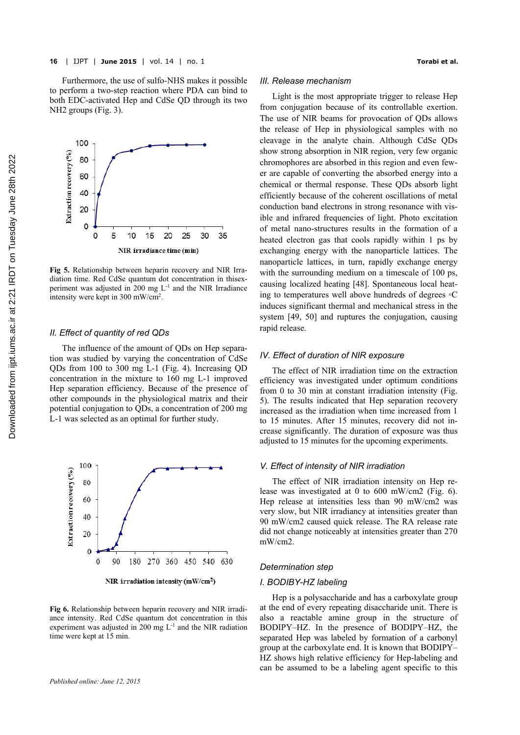Furthermore, the use of sulfo-NHS makes it possible to perform a two-step reaction where PDA can bind to both EDC-activated Hep and CdSe QD through its two NH2 groups (Fig. 3).

**Fig 5.** Relationship between heparin recovery and NIR Irradiation time. Red CdSe quantum dot concentration in thisexperiment was adjusted in 200 mg $L^{-1}$ and the NIR Irradiance intensity were kept in 300 mW/$cm^2$.

### *II. Effect of quantity of red QDs*

The influence of the amount of QDs on Hep separation was studied by varying the concentration of CdSe QDs from 100 to 300 mg L-1 (Fig. 4). Increasing QD concentration in the mixture to 160 mg L-1 improved Hep separation efficiency. Because of the presence of other compounds in the physiological matrix and their potential conjugation to QDs, a concentration of 200 mg L-1 was selected as an optimal for further study.

**Fig 6.** Relationship between heparin recovery and NIR irradiance intensity. Red CdSe quantum dot concentration in this experiment was adjusted in 200 mg $L^{-1}$ and the NIR radiation time were kept at 15 min.

### *III. Release mechanism*

Light is the most appropriate trigger to release Hep from conjugation because of its controllable exertion. The use of NIR beams for provocation of QDs allows the release of Hep in physiological samples with no cleavage in the analyte chain. Although CdSe QDs show strong absorption in NIR region, very few organic chromophores are absorbed in this region and even fewer are capable of converting the absorbed energy into a chemical or thermal response. These QDs absorb light efficiently because of the coherent oscillations of metal conduction band electrons in strong resonance with visible and infrared frequencies of light. Photo excitation of metal nano-structures results in the formation of a heated electron gas that cools rapidly within 1 ps by exchanging energy with the nanoparticle lattices. The nanoparticle lattices, in turn, rapidly exchange energy with the surrounding medium on a timescale of 100 ps, causing localized heating [48]. Spontaneous local heating to temperatures well above hundreds of degrees ◦C induces significant thermal and mechanical stress in the system [49, 50] and ruptures the conjugation, causing rapid release.

### *IV. Effect of duration of NIR exposure*

The effect of NIR irradiation time on the extraction efficiency was investigated under optimum conditions from 0 to 30 min at constant irradiation intensity (Fig. 5). The results indicated that Hep separation recovery increased as the irradiation when time increased from 1 to 15 minutes. After 15 minutes, recovery did not increase significantly. The duration of exposure was thus adjusted to 15 minutes for the upcoming experiments.

### *V. Effect of intensity of NIR irradiation*

The effect of NIR irradiation intensity on Hep release was investigated at 0 to 600 mW/cm2 (Fig. 6). Hep release at intensities less than 90 mW/cm2 was very slow, but NIR irradiancy at intensities greater than 90 mW/cm2 caused quick release. The RA release rate did not change noticeably at intensities greater than 270 mW/cm2.

### *Determination step*

### *I. BODIBY-HZ labeling*

Hep is a polysaccharide and has a carboxylate group at the end of every repeating disaccharide unit. There is also a reactable amine group in the structure of BODIPY–HZ. In the presence of BODIPY–HZ, the separated Hep was labeled by formation of a carbonyl group at the carboxylate end. It is known that BODIPY–HZ shows high relative efficiency for Hep-labeling and can be assumed to be a labeling agent specific to this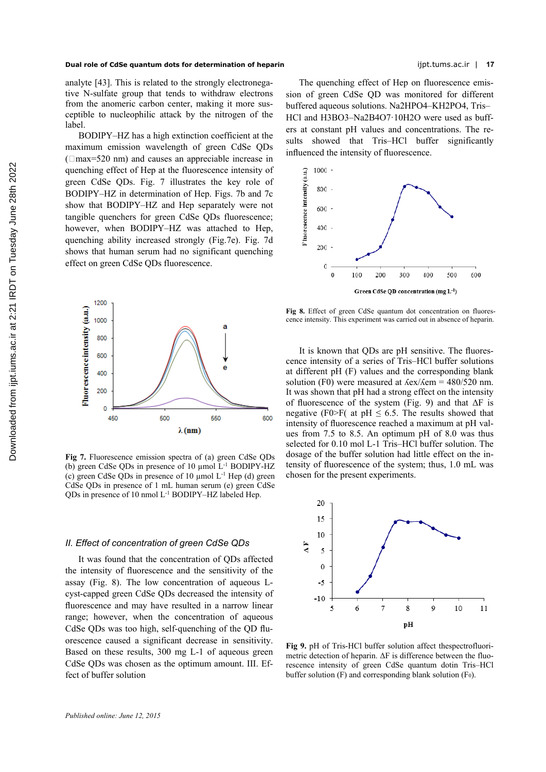analyte [43]. This is related to the strongly electronegative N-sulfate group that tends to withdraw electrons from the anomeric carbon center, making it more susceptible to nucleophilic attack by the nitrogen of the label.

BODIPY–HZ has a high extinction coefficient at the maximum emission wavelength of green CdSe QDs (□max=520 nm) and causes an appreciable increase in quenching effect of Hep at the fluorescence intensity of green CdSe QDs. Fig. 7 illustrates the key role of BODIPY–HZ in determination of Hep. Figs. 7b and 7c show that BODIPY–HZ and Hep separately were not tangible quenchers for green CdSe QDs fluorescence; however, when BODIPY–HZ was attached to Hep, quenching ability increased strongly (Fig.7e). Fig. 7d shows that human serum had no significant quenching effect on green CdSe QDs fluorescence.

**Fig 7.** Fluorescence emission spectra of (a) green CdSe QDs (b) green CdSe QDs in presence of 10 µmol $L^{-1}$ BODIPY-HZ (c) green CdSe QDs in presence of 10 µmol $L^{-1}$ Hep (d) green CdSe QDs in presence of 1 mL human serum (e) green CdSe QDs in presence of 10 nmol $L^{-1}$ BODIPY–HZ labeled Hep.

*II. Effect of concentration of green CdSe QDs*

It was found that the concentration of QDs affected the intensity of fluorescence and the sensitivity of the assay (Fig. 8). The low concentration of aqueous L-cyst-capped green CdSe QDs decreased the intensity of fluorescence and may have resulted in a narrow linear range; however, when the concentration of aqueous CdSe QDs was too high, self-quenching of the QD fluorescence caused a significant decrease in sensitivity. Based on these results, 300 mg L-1 of aqueous green CdSe QDs was chosen as the optimum amount. III. Effect of buffer solution

The quenching effect of Hep on fluorescence emission of green CdSe QD was monitored for different buffered aqueous solutions. $Na_2HPO_4$–$KH_2PO_4$, Tris–HCl and $H_3BO_3$–$Na_2B_4O_7 \cdot 10H_2O$ were used as buffers at constant pH values and concentrations. The results showed that Tris–HCl buffer significantly influenced the intensity of fluorescence.

**Fig 8.** Effect of green CdSe quantum dot concentration on fluorescence intensity. This experiment was carried out in absence of heparin.

It is known that QDs are pH sensitive. The fluorescence intensity of a series of Tris–HCl buffer solutions at different pH (F) values and the corresponding blank solution (F0) were measured at $\lambda ex/\lambda em$ = 480/520 nm. It was shown that pH had a strong effect on the intensity of fluorescence of the system (Fig. 9) and that ΔF is negative (F0>F( at pH ≤ 6.5. The results showed that intensity of fluorescence reached a maximum at pH values from 7.5 to 8.5. An optimum pH of 8.0 was thus selected for 0.10 mol L-1 Tris–HCl buffer solution. The dosage of the buffer solution had little effect on the intensity of fluorescence of the system; thus, 1.0 mL was chosen for the present experiments.

**Fig 9.** pH of Tris-HCl buffer solution affect thespectrofluorimetric detection of heparin. ΔF is difference between the fluorescence intensity of green CdSe quantum dotin Tris–HCl buffer solution (F) and corresponding blank solution ($F_0$).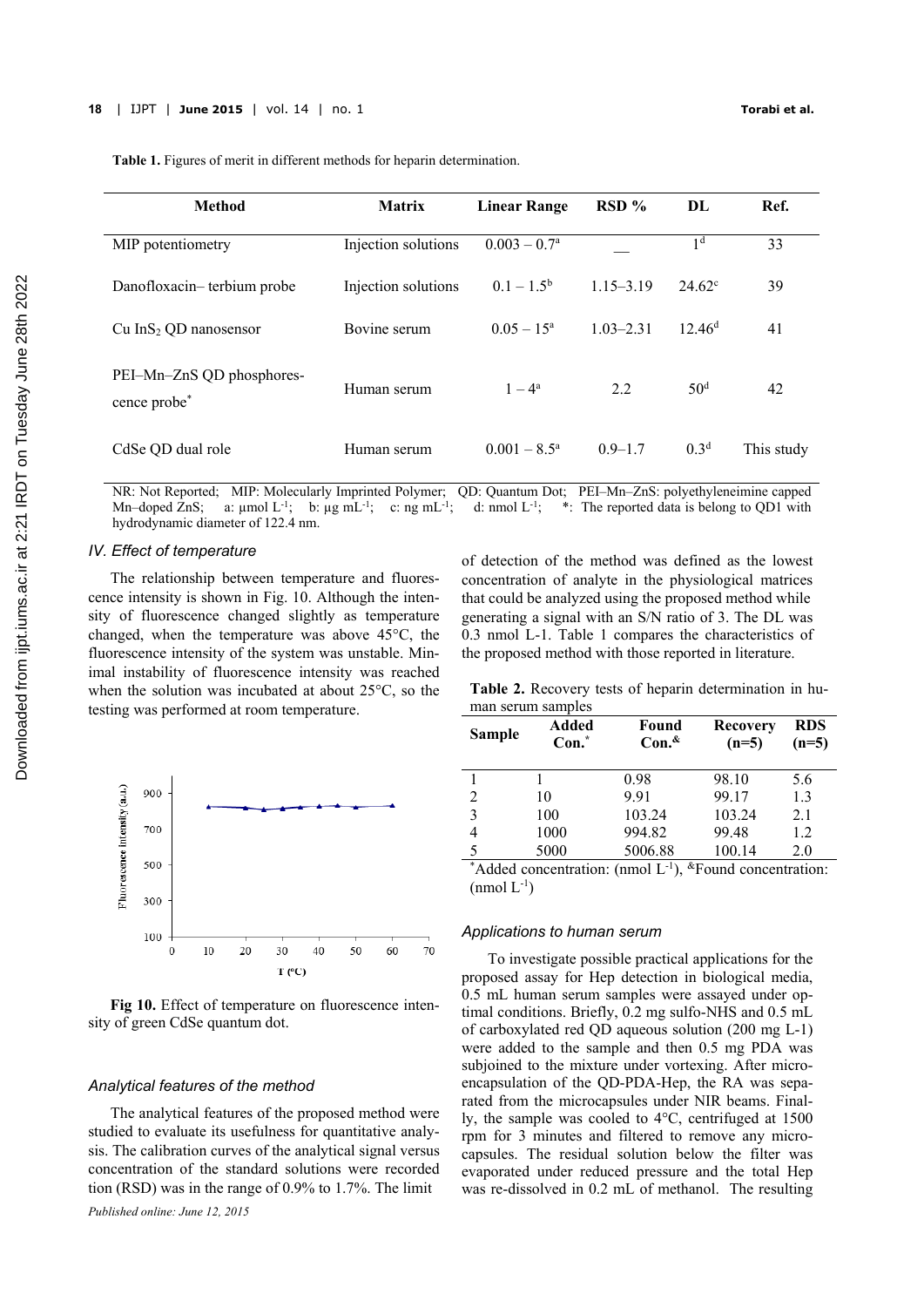**Table 1.** Figures of merit in different methods for heparin determination.

| Method | Matrix | Linear Range | RSD % | DL | Ref. |
|---|---|---|---|---|---|
| MIP potentiometry | Injection solutions | $0.003 - 0.7^{a}$ | __ | $1^{d}$ | 33 |
| Danofloxacin– terbium probe | Injection solutions | $0.1 - 1.5^{b}$ | 1.15–3.19 | $24.62^{c}$ | 39 |
| Cu $InS_2$ QD nanosensor | Bovine serum | $0.05 - 15^{a}$ | 1.03–2.31 | $12.46^{d}$ | 41 |
| PEI–Mn–ZnS QD phosphorescence probe* | Human serum | $1 - 4^{a}$ | 2.2 | $50^{d}$ | 42 |
| CdSe QD dual role | Human serum | $0.001 - 8.5^{a}$ | 0.9–1.7 | $0.3^{d}$ | This study |

NR: Not Reported; MIP: Molecularly Imprinted Polymer; QD: Quantum Dot; PEI–Mn–ZnS: polyethyleneimine capped Mn–doped ZnS; a: µmol $L^{-1}$; b: µg $mL^{-1}$; c: ng $mL^{-1}$; d: nmol $L^{-1}$; *: The reported data is belong to QD1 with hydrodynamic diameter of 122.4 nm.

### *IV. Effect of temperature*

The relationship between temperature and fluorescence intensity is shown in Fig. 10. Although the intensity of fluorescence changed slightly as temperature changed, when the temperature was above 45°C, the fluorescence intensity of the system was unstable. Minimal instability of fluorescence intensity was reached when the solution was incubated at about 25°C, so the testing was performed at room temperature.

**Fig 10.** Effect of temperature on fluorescence intensity of green CdSe quantum dot.

### *Analytical features of the method*

The analytical features of the proposed method were studied to evaluate its usefulness for quantitative analysis. The calibration curves of the analytical signal versus concentration of the standard solutions were recorded tion (RSD) was in the range of 0.9% to 1.7%. The limit of detection of the method was defined as the lowest concentration of analyte in the physiological matrices that could be analyzed using the proposed method while generating a signal with an S/N ratio of 3. The DL was 0.3 nmol L-1. Table 1 compares the characteristics of the proposed method with those reported in literature.

**Table 2.** Recovery tests of heparin determination in human serum samples

| Sample | Added Con.* | Found Con.& | Recovery (n=5) | RDS (n=5) |
|---|---|---|---|---|
| 1 | 1 | 0.98 | 98.10 | 5.6 |
| 2 | 10 | 9.91 | 99.17 | 1.3 |
| 3 | 100 | 103.24 | 103.24 | 2.1 |
| 4 | 1000 | 994.82 | 99.48 | 1.2 |
| 5 | 5000 | 5006.88 | 100.14 | 2.0 |

*Added concentration: (nmol $L^{-1}$), &Found concentration: (nmol $L^{-1}$)

### *Applications to human serum*

To investigate possible practical applications for the proposed assay for Hep detection in biological media, 0.5 mL human serum samples were assayed under optimal conditions. Briefly, 0.2 mg sulfo-NHS and 0.5 mL of carboxylated red QD aqueous solution (200 mg L-1) were added to the sample and then 0.5 mg PDA was subjoined to the mixture under vortexing. After microencapsulation of the QD-PDA-Hep, the RA was separated from the microcapsules under NIR beams. Finally, the sample was cooled to 4°C, centrifuged at 1500 rpm for 3 minutes and filtered to remove any microcapsules. The residual solution below the filter was evaporated under reduced pressure and the total Hep was re-dissolved in 0.2 mL of methanol. The resulting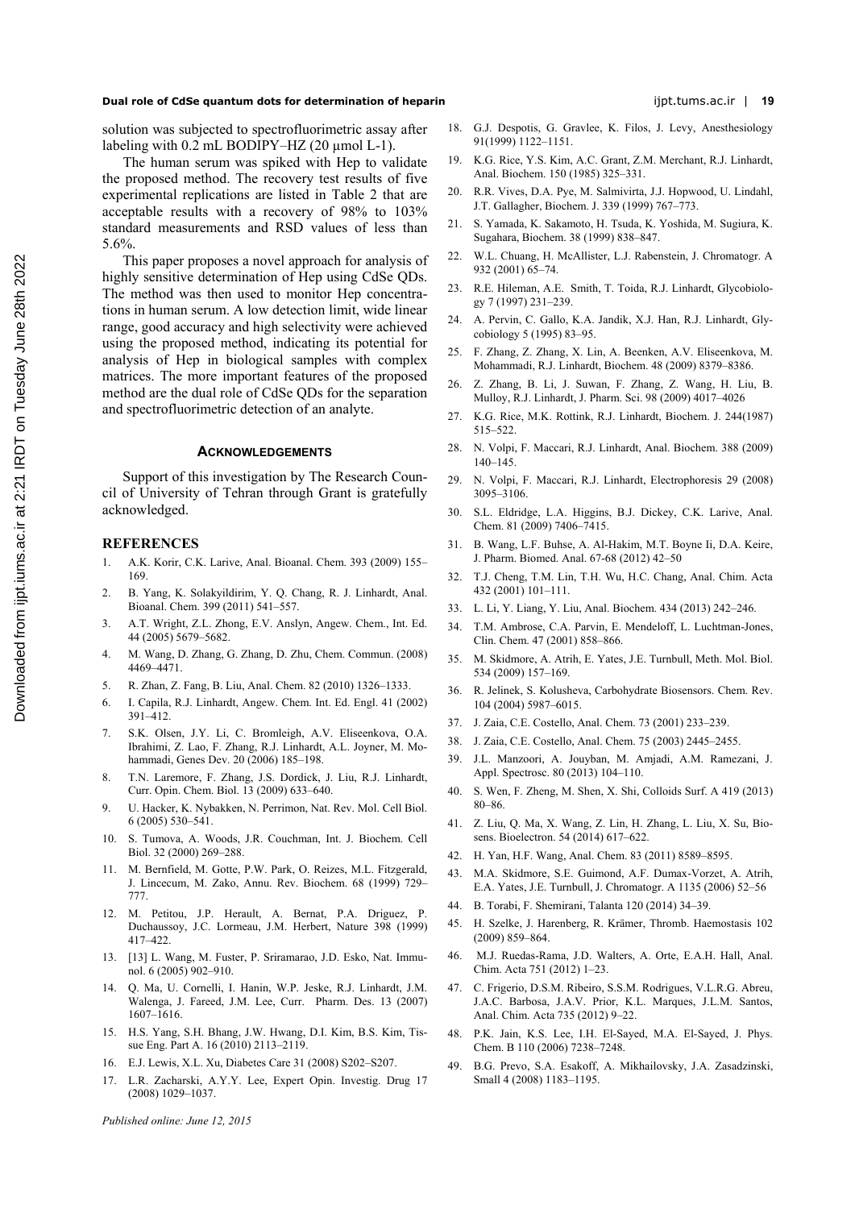solution was subjected to spectrofluorimetric assay after labeling with 0.2 mL BODIPY–HZ (20 μmol L-1).

The human serum was spiked with Hep to validate the proposed method. The recovery test results of five experimental replications are listed in Table 2 that are acceptable results with a recovery of 98% to 103% standard measurements and RSD values of less than 5.6%.

This paper proposes a novel approach for analysis of highly sensitive determination of Hep using CdSe QDs. The method was then used to monitor Hep concentrations in human serum. A low detection limit, wide linear range, good accuracy and high selectivity were achieved using the proposed method, indicating its potential for analysis of Hep in biological samples with complex matrices. The more important features of the proposed method are the dual role of CdSe QDs for the separation and spectrofluorimetric detection of an analyte.

## ACKNOWLEDGEMENTS

Support of this investigation by The Research Council of University of Tehran through Grant is gratefully acknowledged.

## REFERENCES

1. A.K. Korir, C.K. Larive, Anal. Bioanal. Chem. 393 (2009) 155–169.
2. B. Yang, K. Solakyildirim, Y. Q. Chang, R. J. Linhardt, Anal. Bioanal. Chem. 399 (2011) 541–557.
3. A.T. Wright, Z.L. Zhong, E.V. Anslyn, Angew. Chem., Int. Ed. 44 (2005) 5679–5682.
4. M. Wang, D. Zhang, G. Zhang, D. Zhu, Chem. Commun. (2008) 4469–4471.
5. R. Zhan, Z. Fang, B. Liu, Anal. Chem. 82 (2010) 1326–1333.
6. I. Capila, R.J. Linhardt, Angew. Chem. Int. Ed. Engl. 41 (2002) 391–412.
7. S.K. Olsen, J.Y. Li, C. Bromleigh, A.V. Eliseenkova, O.A. Ibrahimi, Z. Lao, F. Zhang, R.J. Linhardt, A.L. Joyner, M. Mohammadi, Genes Dev. 20 (2006) 185–198.
8. T.N. Laremore, F. Zhang, J.S. Dordick, J. Liu, R.J. Linhardt, Curr. Opin. Chem. Biol. 13 (2009) 633–640.
9. U. Hacker, K. Nybakken, N. Perrimon, Nat. Rev. Mol. Cell Biol. 6 (2005) 530–541.
10. S. Tumova, A. Woods, J.R. Couchman, Int. J. Biochem. Cell Biol. 32 (2000) 269–288.
11. M. Bernfield, M. Gotte, P.W. Park, O. Reizes, M.L. Fitzgerald, J. Lincecum, M. Zako, Annu. Rev. Biochem. 68 (1999) 729–777.
12. M. Petitou, J.P. Herault, A. Bernat, P.A. Driguez, P. Duchaussoy, J.C. Lormeau, J.M. Herbert, Nature 398 (1999) 417–422.
13. [13] L. Wang, M. Fuster, P. Sriramarao, J.D. Esko, Nat. Immunol. 6 (2005) 902–910.
14. Q. Ma, U. Cornelli, I. Hanin, W.P. Jeske, R.J. Linhardt, J.M. Walenga, J. Fareed, J.M. Lee, Curr. Pharm. Des. 13 (2007) 1607–1616.
15. H.S. Yang, S.H. Bhang, J.W. Hwang, D.I. Kim, B.S. Kim, Tissue Eng. Part A. 16 (2010) 2113–2119.
16. E.J. Lewis, X.L. Xu, Diabetes Care 31 (2008) S202–S207.
17. L.R. Zacharski, A.Y.Y. Lee, Expert Opin. Investig. Drug 17 (2008) 1029–1037.
18. G.J. Despotis, G. Gravlee, K. Filos, J. Levy, Anesthesiology 91(1999) 1122–1151.
19. K.G. Rice, Y.S. Kim, A.C. Grant, Z.M. Merchant, R.J. Linhardt, Anal. Biochem. 150 (1985) 325–331.
20. R.R. Vives, D.A. Pye, M. Salmivirta, J.J. Hopwood, U. Lindahl, J.T. Gallagher, Biochem. J. 339 (1999) 767–773.
21. S. Yamada, K. Sakamoto, H. Tsuda, K. Yoshida, M. Sugiura, K. Sugahara, Biochem. 38 (1999) 838–847.
22. W.L. Chuang, H. McAllister, L.J. Rabenstein, J. Chromatogr. A 932 (2001) 65–74.
23. R.E. Hileman, A.E. Smith, T. Toida, R.J. Linhardt, Glycobiology 7 (1997) 231–239.
24. A. Pervin, C. Gallo, K.A. Jandik, X.J. Han, R.J. Linhardt, Glycobiology 5 (1995) 83–95.
25. F. Zhang, Z. Zhang, X. Lin, A. Beenken, A.V. Eliseenkova, M. Mohammadi, R.J. Linhardt, Biochem. 48 (2009) 8379–8386.
26. Z. Zhang, B. Li, J. Suwan, F. Zhang, Z. Wang, H. Liu, B. Mulloy, R.J. Linhardt, J. Pharm. Sci. 98 (2009) 4017–4026
27. K.G. Rice, M.K. Rottink, R.J. Linhardt, Biochem. J. 244(1987) 515–522.
28. N. Volpi, F. Maccari, R.J. Linhardt, Anal. Biochem. 388 (2009) 140–145.
29. N. Volpi, F. Maccari, R.J. Linhardt, Electrophoresis 29 (2008) 3095–3106.
30. S.L. Eldridge, L.A. Higgins, B.J. Dickey, C.K. Larive, Anal. Chem. 81 (2009) 7406–7415.
31. B. Wang, L.F. Buhse, A. Al-Hakim, M.T. Boyne Ii, D.A. Keire, J. Pharm. Biomed. Anal. 67-68 (2012) 42–50
32. T.J. Cheng, T.M. Lin, T.H. Wu, H.C. Chang, Anal. Chim. Acta 432 (2001) 101–111.
33. L. Li, Y. Liang, Y. Liu, Anal. Biochem. 434 (2013) 242–246.
34. T.M. Ambrose, C.A. Parvin, E. Mendeloff, L. Luchtman-Jones, Clin. Chem. 47 (2001) 858–866.
35. M. Skidmore, A. Atrih, E. Yates, J.E. Turnbull, Meth. Mol. Biol. 534 (2009) 157–169.
36. R. Jelinek, S. Kolusheva, Carbohydrate Biosensors. Chem. Rev. 104 (2004) 5987–6015.
37. J. Zaia, C.E. Costello, Anal. Chem. 73 (2001) 233–239.
38. J. Zaia, C.E. Costello, Anal. Chem. 75 (2003) 2445–2455.
39. J.L. Manzoori, A. Jouyban, M. Amjadi, A.M. Ramezani, J. Appl. Spectrosc. 80 (2013) 104–110.
40. S. Wen, F. Zheng, M. Shen, X. Shi, Colloids Surf. A 419 (2013) 80–86.
41. Z. Liu, Q. Ma, X. Wang, Z. Lin, H. Zhang, L. Liu, X. Su, Biosens. Bioelectron. 54 (2014) 617–622.
42. H. Yan, H.F. Wang, Anal. Chem. 83 (2011) 8589–8595.
43. M.A. Skidmore, S.E. Guimond, A.F. Dumax-Vorzet, A. Atrih, E.A. Yates, J.E. Turnbull, J. Chromatogr. A 1135 (2006) 52–56
44. B. Torabi, F. Shemirani, Talanta 120 (2014) 34–39.
45. H. Szelke, J. Harenberg, R. Krämer, Thromb. Haemostasis 102 (2009) 859–864.
46. M.J. Ruedas-Rama, J.D. Walters, A. Orte, E.A.H. Hall, Anal. Chim. Acta 751 (2012) 1–23.
47. C. Frigerio, D.S.M. Ribeiro, S.S.M. Rodrigues, V.L.R.G. Abreu, J.A.C. Barbosa, J.A.V. Prior, K.L. Marques, J.L.M. Santos, Anal. Chim. Acta 735 (2012) 9–22.
48. P.K. Jain, K.S. Lee, I.H. El-Sayed, M.A. El-Sayed, J. Phys. Chem. B 110 (2006) 7238–7248.
49. B.G. Prevo, S.A. Esakoff, A. Mikhailovsky, J.A. Zasadzinski, Small 4 (2008) 1183–1195.

*Published online: June 12, 2015*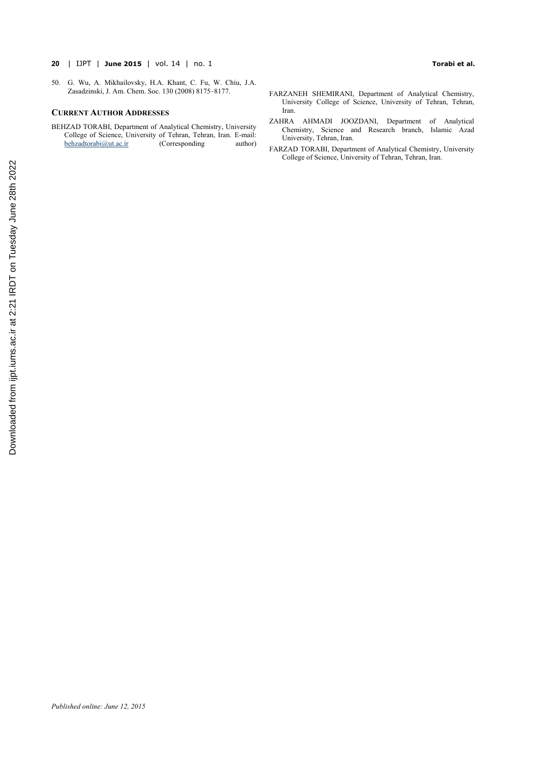50. G. Wu, A. Mikhailovsky, H.A. Khant, C. Fu, W. Chiu, J.A. Zasadzinski, J. Am. Chem. Soc. 130 (2008) 8175–8177.

## CURRENT AUTHOR ADDRESSES

BEHZAD TORABI, Department of Analytical Chemistry, University College of Science, University of Tehran, Tehran, Iran. E-mail: behzadtorabi@ut.ac.ir (Corresponding author)

FARZANEH SHEMIRANI, Department of Analytical Chemistry, University College of Science, University of Tehran, Tehran, Iran.

ZAHRA AHMADI JOOZDANI, Department of Analytical Chemistry, Science and Research branch, Islamic Azad University, Tehran, Iran.

FARZAD TORABI, Department of Analytical Chemistry, University College of Science, University of Tehran, Tehran, Iran.

*Published online: June 12, 2015*